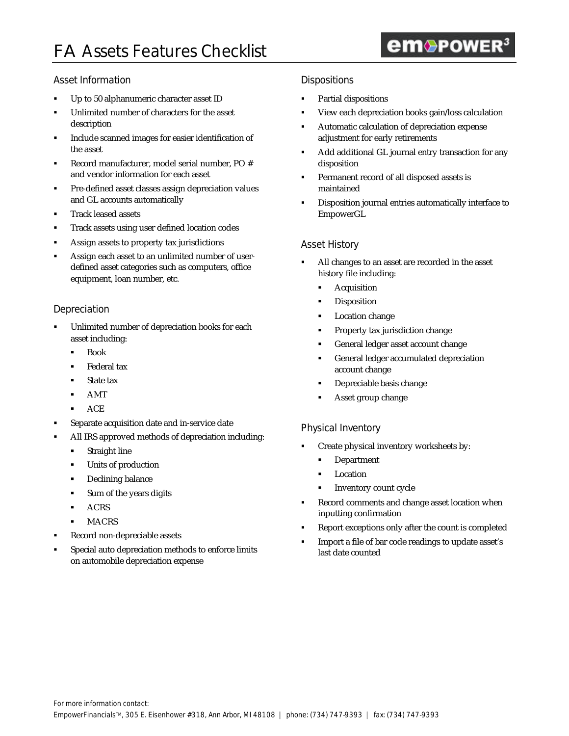# FA Assets Features Checklist

## Asset Information

- Up to 50 alphanumeric character asset ID
- Unlimited number of characters for the asset description
- Include scanned images for easier identification of the asset
- Record manufacturer, model serial number, PO # and vendor information for each asset
- Pre-defined asset classes assign depreciation values and GL accounts automatically
- Track leased assets
- Track assets using user defined location codes
- Assign assets to property tax jurisdictions
- Assign each asset to an unlimited number of user-defined asset categories such as computers, office equipment, loan number, etc.

## Depreciation

- Unlimited number of depreciation books for each asset including:
  - Book
  - Federal tax
  - State tax
  - AMT
  - ACE
- Separate acquisition date and in-service date
- All IRS approved methods of depreciation including:
  - Straight line
  - Units of production
  - Declining balance
  - Sum of the years digits
  - ACRS
  - MACRS
- Record non-depreciable assets
- Special auto depreciation methods to enforce limits on automobile depreciation expense

## Dispositions

- Partial dispositions
- View each depreciation books gain/loss calculation
- Automatic calculation of depreciation expense adjustment for early retirements
- Add additional GL journal entry transaction for any disposition
- Permanent record of all disposed assets is maintained
- Disposition journal entries automatically interface to EmpowerGL

## Asset History

- All changes to an asset are recorded in the asset history file including:
  - Acquisition
  - Disposition
  - Location change
  - Property tax jurisdiction change
  - General ledger asset account change
  - General ledger accumulated depreciation account change
  - Depreciable basis change
  - Asset group change

## Physical Inventory

- Create physical inventory worksheets by:
  - Department
  - Location
  - Inventory count cycle
- Record comments and change asset location when inputting confirmation
- Report exceptions only after the count is completed
- Import a file of bar code readings to update asset's last date counted

For more information contact:
EmpowerFinancials™, 305 E. Eisenhower #318, Ann Arbor, MI 48108 | phone: (734) 747-9393 | fax: (734) 747-9393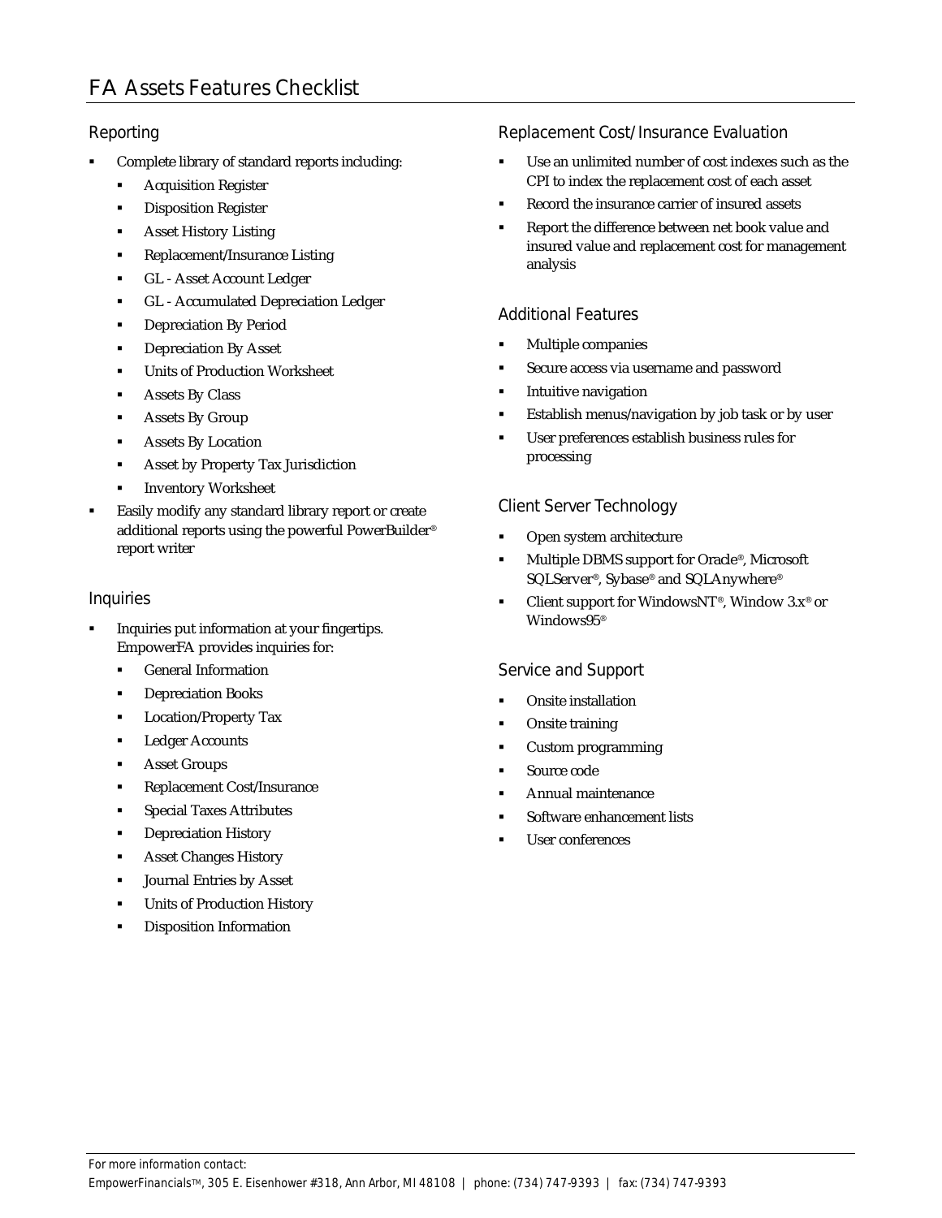# FA Assets Features Checklist

## Reporting

- Complete library of standard reports including:
  - Acquisition Register
  - Disposition Register
  - Asset History Listing
  - Replacement/Insurance Listing
  - GL - Asset Account Ledger
  - GL - Accumulated Depreciation Ledger
  - Depreciation By Period
  - Depreciation By Asset
  - Units of Production Worksheet
  - Assets By Class
  - Assets By Group
  - Assets By Location
  - Asset by Property Tax Jurisdiction
  - Inventory Worksheet
- Easily modify any standard library report or create additional reports using the powerful PowerBuilder® report writer

## Inquiries

- Inquiries put information at your fingertips. EmpowerFA provides inquiries for:
  - General Information
  - Depreciation Books
  - Location/Property Tax
  - Ledger Accounts
  - Asset Groups
  - Replacement Cost/Insurance
  - Special Taxes Attributes
  - Depreciation History
  - Asset Changes History
  - Journal Entries by Asset
  - Units of Production History
  - Disposition Information

## Replacement Cost/Insurance Evaluation

- Use an unlimited number of cost indexes such as the CPI to index the replacement cost of each asset
- Record the insurance carrier of insured assets
- Report the difference between net book value and insured value and replacement cost for management analysis

## Additional Features

- Multiple companies
- Secure access via username and password
- Intuitive navigation
- Establish menus/navigation by job task or by user
- User preferences establish business rules for processing

## Client Server Technology

- Open system architecture
- Multiple DBMS support for Oracle®, Microsoft SQLServer®, Sybase® and SQLAnywhere®
- Client support for WindowsNT®, Window 3.x® or Windows95®

## Service and Support

- Onsite installation
- Onsite training
- Custom programming
- Source code
- Annual maintenance
- Software enhancement lists
- User conferences

For more information contact:
EmpowerFinancials™, 305 E. Eisenhower #318, Ann Arbor, MI 48108 | phone: (734) 747-9393 | fax: (734) 747-9393